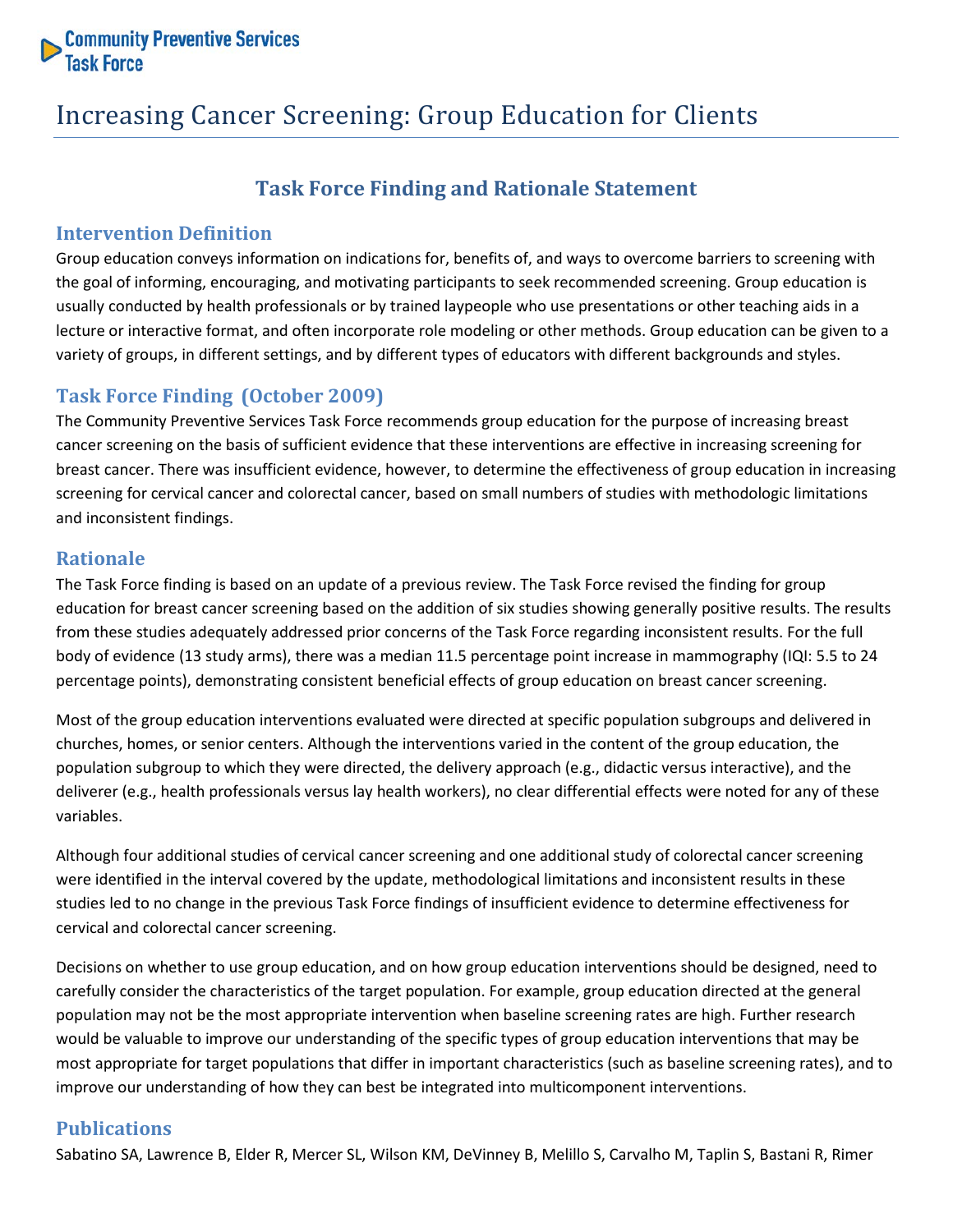Community Preventive Services Task Force

# Increasing Cancer Screening: Group Education for Clients

## Task Force Finding and Rationale Statement

### Intervention Definition

Group education conveys information on indications for, benefits of, and ways to overcome barriers to screening with the goal of informing, encouraging, and motivating participants to seek recommended screening. Group education is usually conducted by health professionals or by trained laypeople who use presentations or other teaching aids in a lecture or interactive format, and often incorporate role modeling or other methods. Group education can be given to a variety of groups, in different settings, and by different types of educators with different backgrounds and styles.

### Task Force Finding (October 2009)

The Community Preventive Services Task Force recommends group education for the purpose of increasing breast cancer screening on the basis of sufficient evidence that these interventions are effective in increasing screening for breast cancer. There was insufficient evidence, however, to determine the effectiveness of group education in increasing screening for cervical cancer and colorectal cancer, based on small numbers of studies with methodologic limitations and inconsistent findings.

### Rationale

The Task Force finding is based on an update of a previous review. The Task Force revised the finding for group education for breast cancer screening based on the addition of six studies showing generally positive results. The results from these studies adequately addressed prior concerns of the Task Force regarding inconsistent results. For the full body of evidence (13 study arms), there was a median 11.5 percentage point increase in mammography (IQI: 5.5 to 24 percentage points), demonstrating consistent beneficial effects of group education on breast cancer screening.

Most of the group education interventions evaluated were directed at specific population subgroups and delivered in churches, homes, or senior centers. Although the interventions varied in the content of the group education, the population subgroup to which they were directed, the delivery approach (e.g., didactic versus interactive), and the deliverer (e.g., health professionals versus lay health workers), no clear differential effects were noted for any of these variables.

Although four additional studies of cervical cancer screening and one additional study of colorectal cancer screening were identified in the interval covered by the update, methodological limitations and inconsistent results in these studies led to no change in the previous Task Force findings of insufficient evidence to determine effectiveness for cervical and colorectal cancer screening.

Decisions on whether to use group education, and on how group education interventions should be designed, need to carefully consider the characteristics of the target population. For example, group education directed at the general population may not be the most appropriate intervention when baseline screening rates are high. Further research would be valuable to improve our understanding of the specific types of group education interventions that may be most appropriate for target populations that differ in important characteristics (such as baseline screening rates), and to improve our understanding of how they can best be integrated into multicomponent interventions.

### Publications

Sabatino SA, Lawrence B, Elder R, Mercer SL, Wilson KM, DeVinney B, Melillo S, Carvalho M, Taplin S, Bastani R, Rimer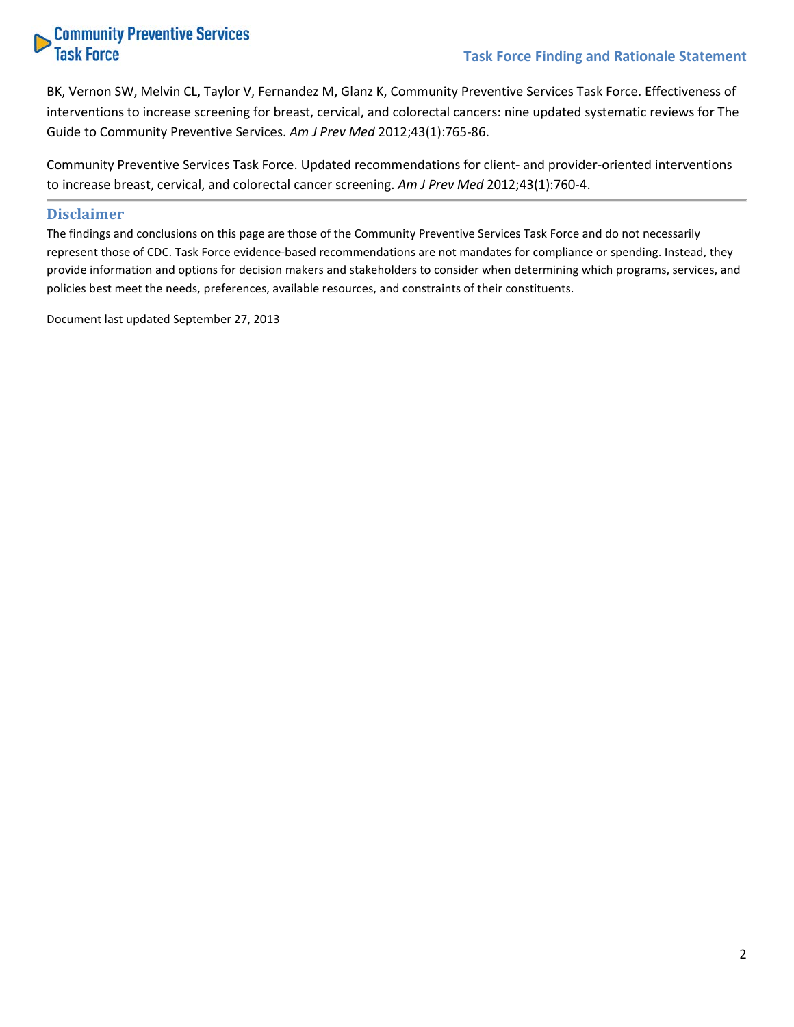BK, Vernon SW, Melvin CL, Taylor V, Fernandez M, Glanz K, Community Preventive Services Task Force. Effectiveness of interventions to increase screening for breast, cervical, and colorectal cancers: nine updated systematic reviews for The Guide to Community Preventive Services. *Am J Prev Med* 2012;43(1):765-86.

Community Preventive Services Task Force. Updated recommendations for client- and provider-oriented interventions to increase breast, cervical, and colorectal cancer screening. *Am J Prev Med* 2012;43(1):760-4.

## Disclaimer

The findings and conclusions on this page are those of the Community Preventive Services Task Force and do not necessarily represent those of CDC. Task Force evidence-based recommendations are not mandates for compliance or spending. Instead, they provide information and options for decision makers and stakeholders to consider when determining which programs, services, and policies best meet the needs, preferences, available resources, and constraints of their constituents.

Document last updated September 27, 2013